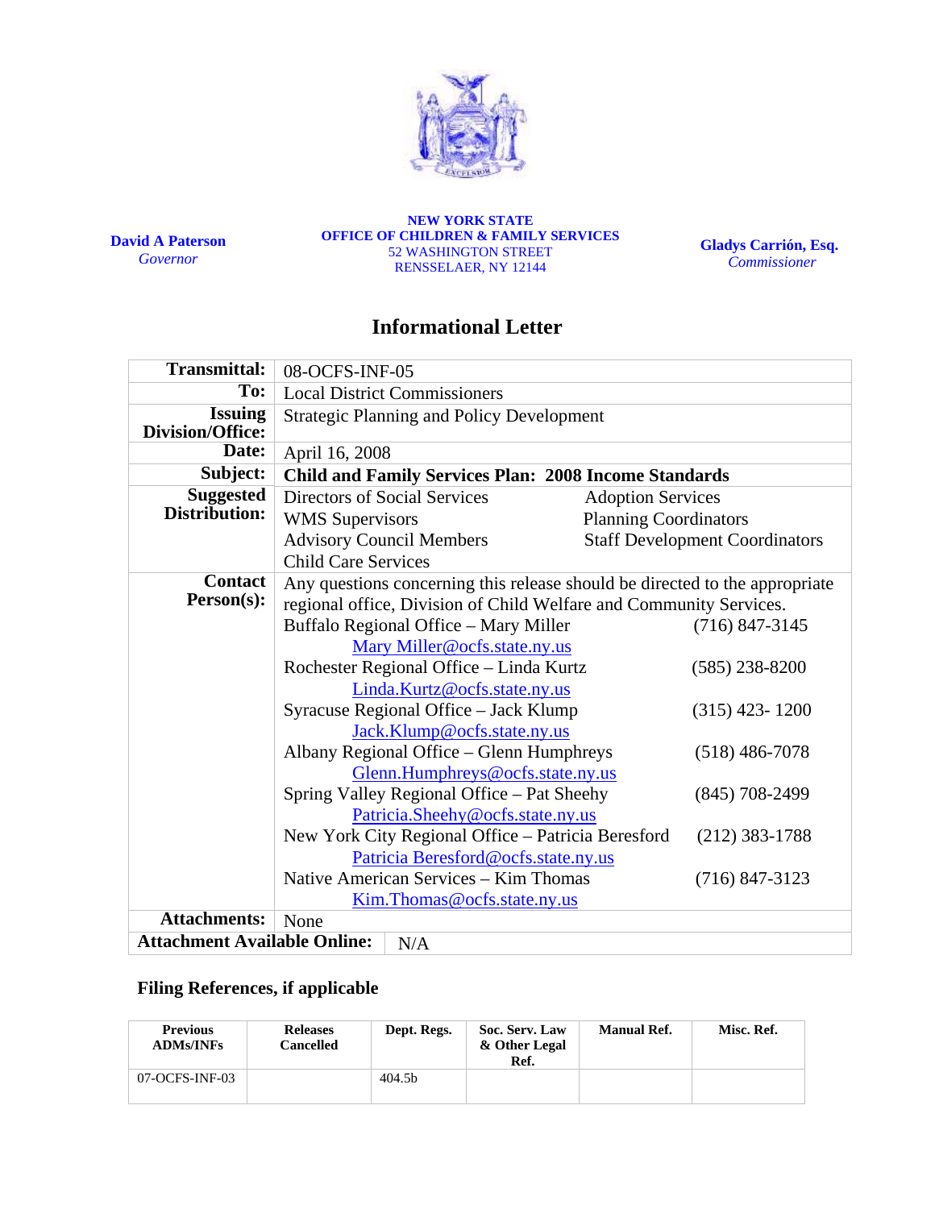**David A Paterson**
*Governor*

**NEW YORK STATE**
**OFFICE OF CHILDREN & FAMILY SERVICES**
52 WASHINGTON STREET
RENSSELAER, NY 12144

**Gladys Carrión, Esq.**
*Commissioner*

# Informational Letter

| | |
|---|---|
| **Transmittal:** | 08-OCFS-INF-05 |
| **To:** | Local District Commissioners |
| **Issuing Division/Office:** | Strategic Planning and Policy Development |
| **Date:** | April 16, 2008 |
| **Subject:** | **Child and Family Services Plan: 2008 Income Standards** |
| **Suggested Distribution:** | Directors of Social Services; Adoption Services; WMS Supervisors; Planning Coordinators; Advisory Council Members; Staff Development Coordinators; Child Care Services |
| **Contact Person(s):** | Any questions concerning this release should be directed to the appropriate regional office, Division of Child Welfare and Community Services.<br>Buffalo Regional Office – Mary Miller (716) 847-3145 Mary Miller@ocfs.state.ny.us<br>Rochester Regional Office – Linda Kurtz (585) 238-8200 Linda.Kurtz@ocfs.state.ny.us<br>Syracuse Regional Office – Jack Klump (315) 423- 1200 Jack.Klump@ocfs.state.ny.us<br>Albany Regional Office – Glenn Humphreys (518) 486-7078 Glenn.Humphreys@ocfs.state.ny.us<br>Spring Valley Regional Office – Pat Sheehy (845) 708-2499 Patricia.Sheehy@ocfs.state.ny.us<br>New York City Regional Office – Patricia Beresford (212) 383-1788 Patricia Beresford@ocfs.state.ny.us<br>Native American Services – Kim Thomas (716) 847-3123 Kim.Thomas@ocfs.state.ny.us |
| **Attachments:** | None |
| **Attachment Available Online:** | N/A |

### Filing References, if applicable

| Previous ADMs/INFs | Releases Cancelled | Dept. Regs. | Soc. Serv. Law & Other Legal Ref. | Manual Ref. | Misc. Ref. |
|---|---|---|---|---|---|
| 07-OCFS-INF-03 | | 404.5b | | | |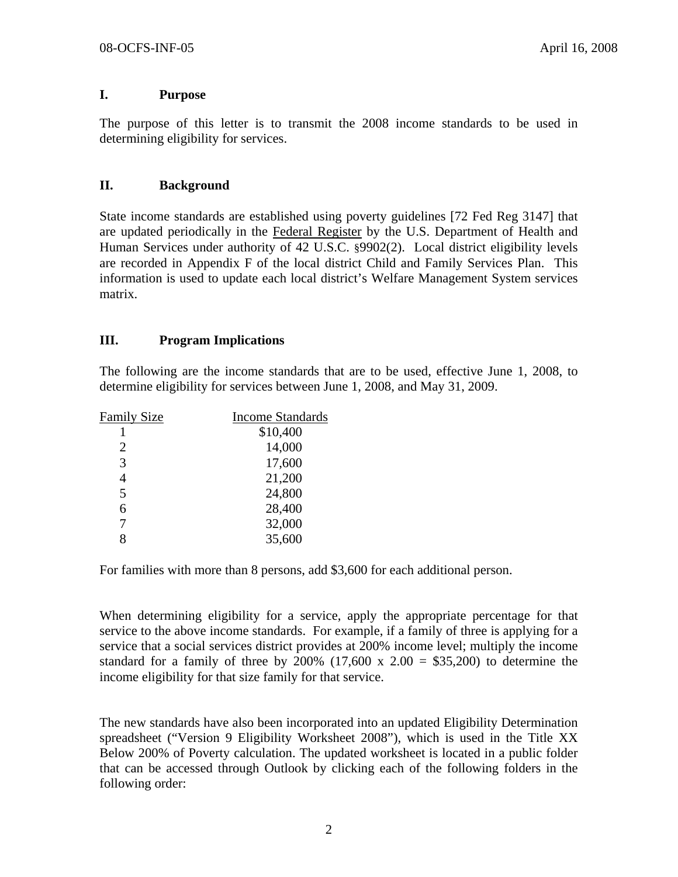## I. Purpose

The purpose of this letter is to transmit the 2008 income standards to be used in determining eligibility for services.

## II. Background

State income standards are established using poverty guidelines [72 Fed Reg 3147] that are updated periodically in the Federal Register by the U.S. Department of Health and Human Services under authority of 42 U.S.C. §9902(2). Local district eligibility levels are recorded in Appendix F of the local district Child and Family Services Plan. This information is used to update each local district's Welfare Management System services matrix.

## III. Program Implications

The following are the income standards that are to be used, effective June 1, 2008, to determine eligibility for services between June 1, 2008, and May 31, 2009.

| Family Size | Income Standards |
|---|---|
| 1 | $10,400 |
| 2 | 14,000 |
| 3 | 17,600 |
| 4 | 21,200 |
| 5 | 24,800 |
| 6 | 28,400 |
| 7 | 32,000 |
| 8 | 35,600 |

For families with more than 8 persons, add $3,600 for each additional person.

When determining eligibility for a service, apply the appropriate percentage for that service to the above income standards. For example, if a family of three is applying for a service that a social services district provides at 200% income level; multiply the income standard for a family of three by 200% (17,600 x 2.00 = $35,200) to determine the income eligibility for that size family for that service.

The new standards have also been incorporated into an updated Eligibility Determination spreadsheet ("Version 9 Eligibility Worksheet 2008"), which is used in the Title XX Below 200% of Poverty calculation. The updated worksheet is located in a public folder that can be accessed through Outlook by clicking each of the following folders in the following order: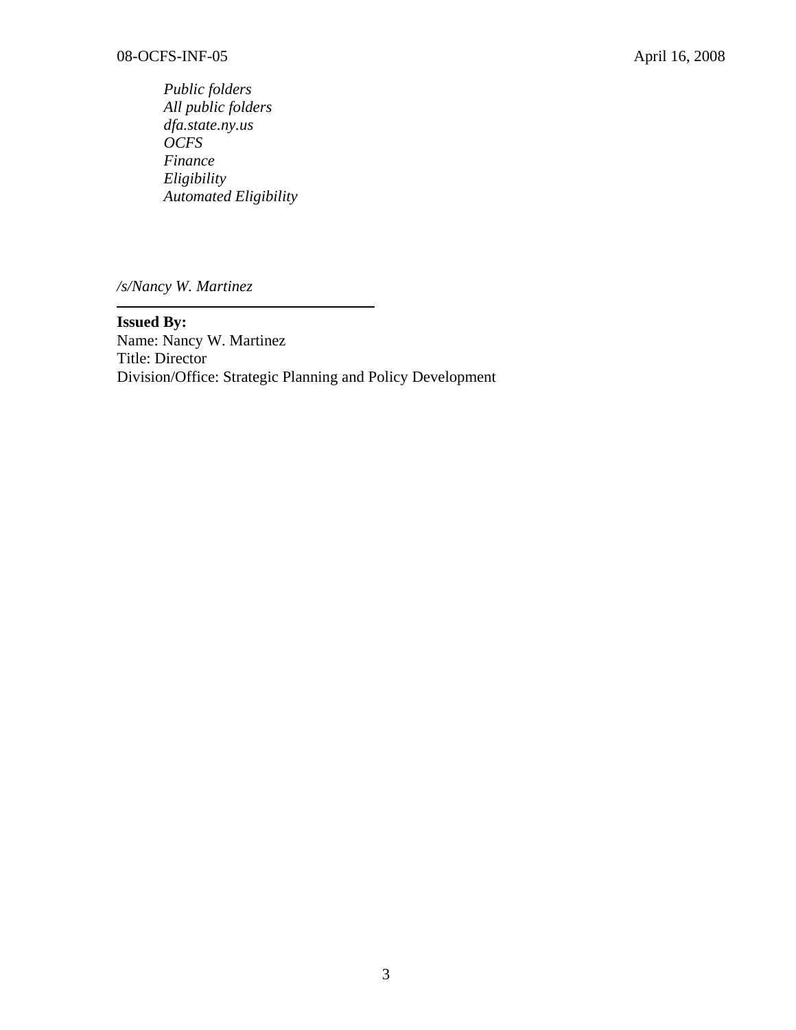*Public folders*
*All public folders*
*dfa.state.ny.us*
*OCFS*
*Finance*
*Eligibility*
*Automated Eligibility*

*/s/Nancy W. Martinez*

---

**Issued By:**
Name: Nancy W. Martinez
Title: Director
Division/Office: Strategic Planning and Policy Development